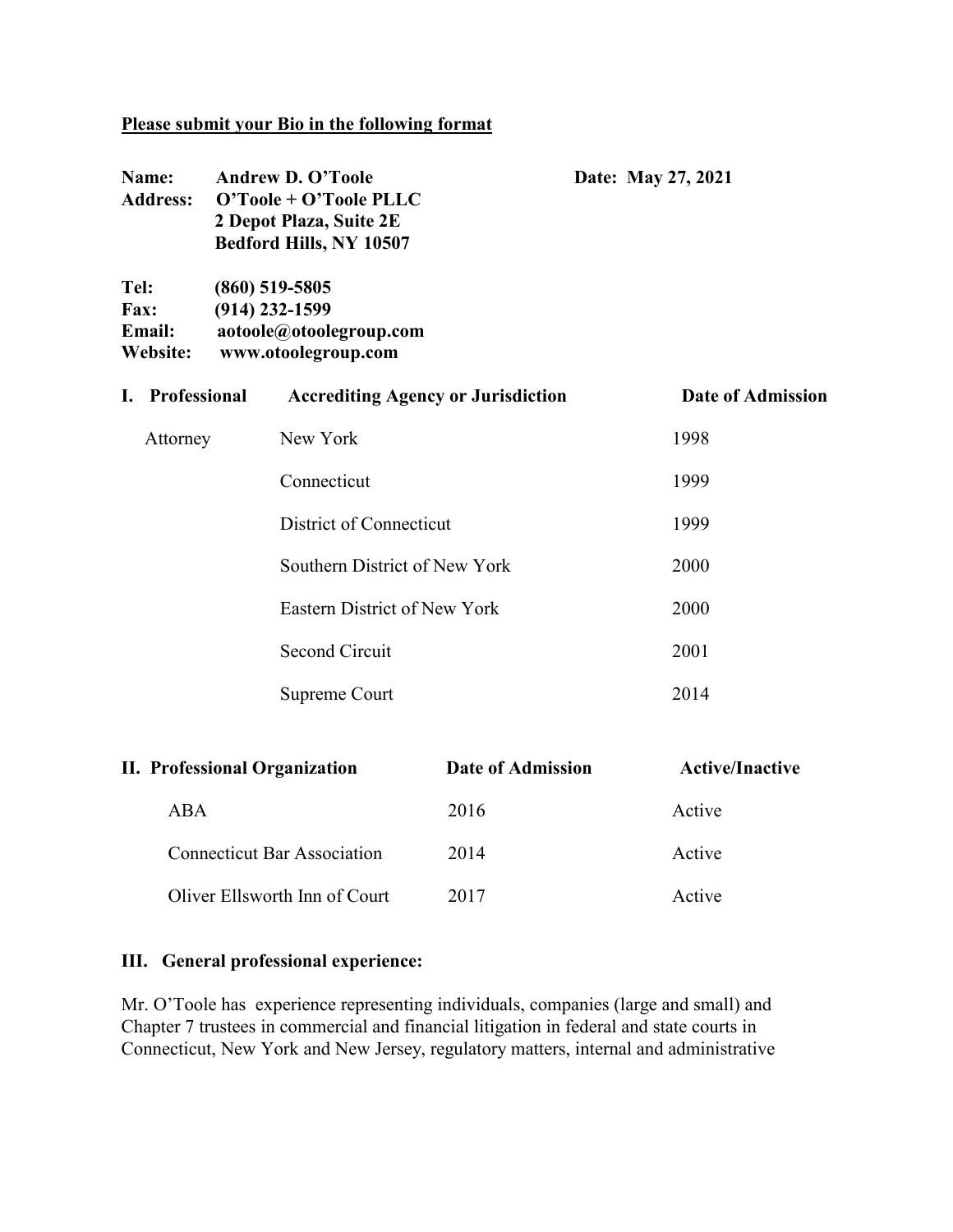**Please submit your Bio in the following format**

**Name:** **Andrew D. O'Toole** **Date: May 27, 2021**
**Address:** **O'Toole + O'Toole PLLC**
**2 Depot Plaza, Suite 2E**
**Bedford Hills, NY 10507**

**Tel:** **(860) 519-5805**
**Fax:** **(914) 232-1599**
**Email:** **aotoole@otoolegroup.com**
**Website:** **www.otoolegroup.com**

| **I. Professional** | **Accrediting Agency or Jurisdiction** | **Date of Admission** |
|---|---|---|
| Attorney | New York | 1998 |
| | Connecticut | 1999 |
| | District of Connecticut | 1999 |
| | Southern District of New York | 2000 |
| | Eastern District of New York | 2000 |
| | Second Circuit | 2001 |
| | Supreme Court | 2014 |

| **II. Professional Organization** | **Date of Admission** | **Active/Inactive** |
|---|---|---|
| ABA | 2016 | Active |
| Connecticut Bar Association | 2014 | Active |
| Oliver Ellsworth Inn of Court | 2017 | Active |

**III. General professional experience:**

Mr. O'Toole has experience representing individuals, companies (large and small) and Chapter 7 trustees in commercial and financial litigation in federal and state courts in Connecticut, New York and New Jersey, regulatory matters, internal and administrative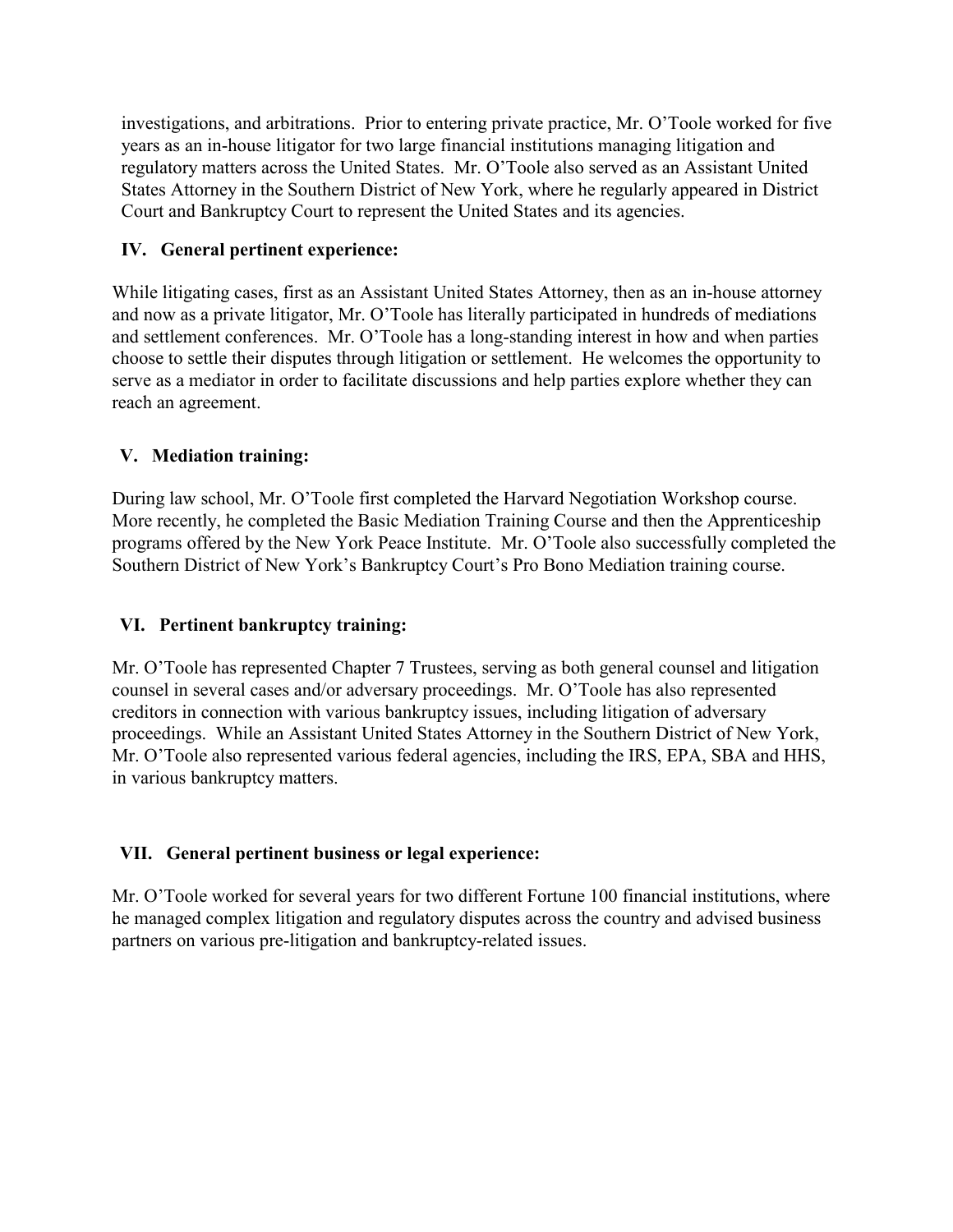investigations, and arbitrations. Prior to entering private practice, Mr. O'Toole worked for five years as an in-house litigator for two large financial institutions managing litigation and regulatory matters across the United States. Mr. O'Toole also served as an Assistant United States Attorney in the Southern District of New York, where he regularly appeared in District Court and Bankruptcy Court to represent the United States and its agencies.

## IV. General pertinent experience:

While litigating cases, first as an Assistant United States Attorney, then as an in-house attorney and now as a private litigator, Mr. O'Toole has literally participated in hundreds of mediations and settlement conferences. Mr. O'Toole has a long-standing interest in how and when parties choose to settle their disputes through litigation or settlement. He welcomes the opportunity to serve as a mediator in order to facilitate discussions and help parties explore whether they can reach an agreement.

## V. Mediation training:

During law school, Mr. O'Toole first completed the Harvard Negotiation Workshop course. More recently, he completed the Basic Mediation Training Course and then the Apprenticeship programs offered by the New York Peace Institute. Mr. O'Toole also successfully completed the Southern District of New York's Bankruptcy Court's Pro Bono Mediation training course.

## VI. Pertinent bankruptcy training:

Mr. O'Toole has represented Chapter 7 Trustees, serving as both general counsel and litigation counsel in several cases and/or adversary proceedings. Mr. O'Toole has also represented creditors in connection with various bankruptcy issues, including litigation of adversary proceedings. While an Assistant United States Attorney in the Southern District of New York, Mr. O'Toole also represented various federal agencies, including the IRS, EPA, SBA and HHS, in various bankruptcy matters.

## VII. General pertinent business or legal experience:

Mr. O'Toole worked for several years for two different Fortune 100 financial institutions, where he managed complex litigation and regulatory disputes across the country and advised business partners on various pre-litigation and bankruptcy-related issues.